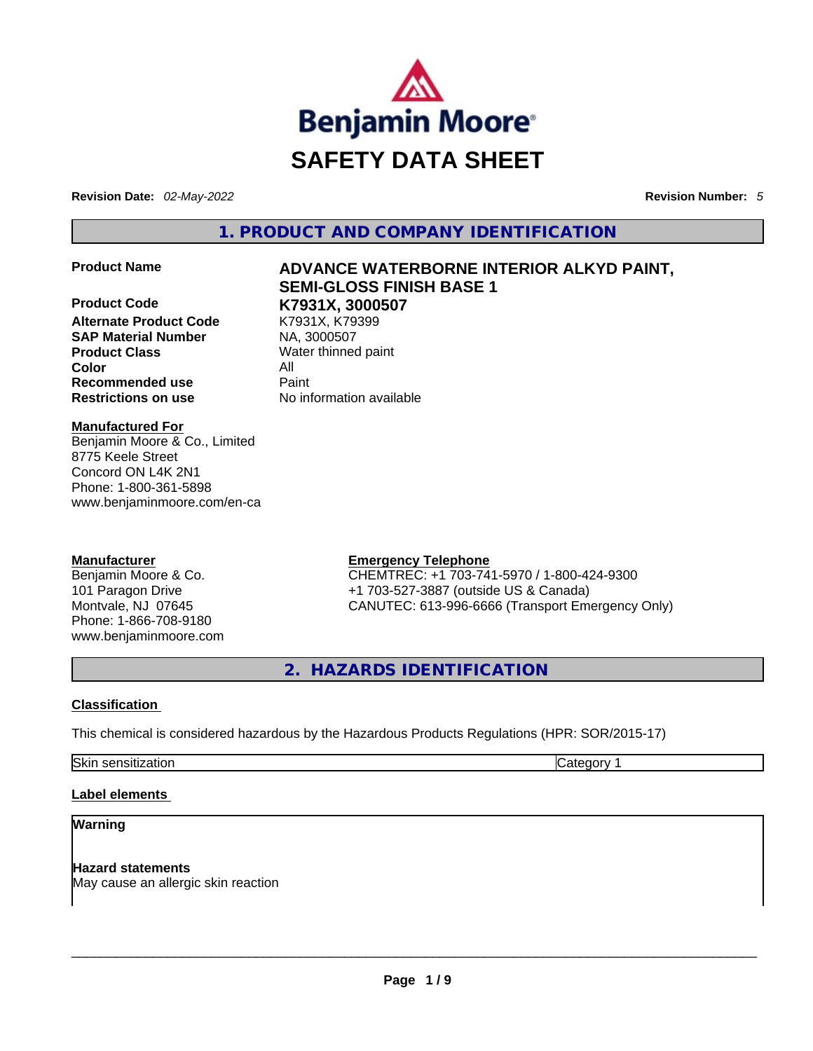Benjamin Moore®

# SAFETY DATA SHEET

**Revision Date:** *02-May-2022* **Revision Number:** *5*

## 1. PRODUCT AND COMPANY IDENTIFICATION

| | |
|---|---|
| **Product Name** | **ADVANCE WATERBORNE INTERIOR ALKYD PAINT, SEMI-GLOSS FINISH BASE 1** |
| **Product Code** | **K7931X, 3000507** |
| **Alternate Product Code** | K7931X, K79399 |
| **SAP Material Number** | NA, 3000507 |
| **Product Class** | Water thinned paint |
| **Color** | All |
| **Recommended use** | Paint |
| **Restrictions on use** | No information available |

**Manufactured For**
Benjamin Moore & Co., Limited
8775 Keele Street
Concord ON L4K 2N1
Phone: 1-800-361-5898
www.benjaminmoore.com/en-ca

**Manufacturer**
Benjamin Moore & Co.
101 Paragon Drive
Montvale, NJ 07645
Phone: 1-866-708-9180
www.benjaminmoore.com

**Emergency Telephone**
CHEMTREC: +1 703-741-5970 / 1-800-424-9300
+1 703-527-3887 (outside US & Canada)
CANUTEC: 613-996-6666 (Transport Emergency Only)

## 2. HAZARDS IDENTIFICATION

### Classification

This chemical is considered hazardous by the Hazardous Products Regulations (HPR: SOR/2015-17)

| | |
|---|---|
| Skin sensitization | Category 1 |

### Label elements

**Warning**

**Hazard statements**
May cause an allergic skin reaction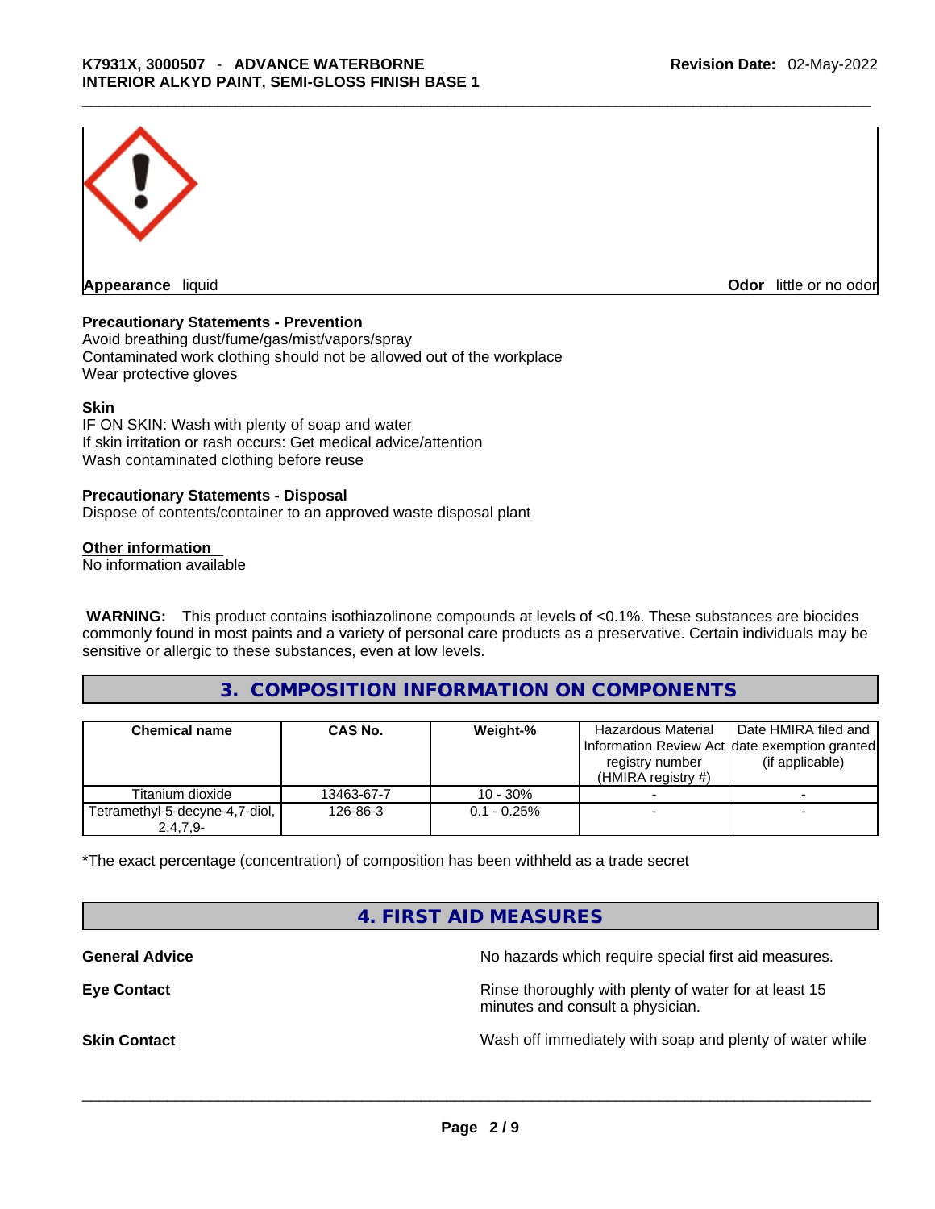**Appearance** liquid **Odor** little or no odor

**Precautionary Statements - Prevention**
Avoid breathing dust/fume/gas/mist/vapors/spray
Contaminated work clothing should not be allowed out of the workplace
Wear protective gloves

**Skin**
IF ON SKIN: Wash with plenty of soap and water
If skin irritation or rash occurs: Get medical advice/attention
Wash contaminated clothing before reuse

**Precautionary Statements - Disposal**
Dispose of contents/container to an approved waste disposal plant

**Other information**
No information available

**WARNING:** This product contains isothiazolinone compounds at levels of <0.1%. These substances are biocides commonly found in most paints and a variety of personal care products as a preservative. Certain individuals may be sensitive or allergic to these substances, even at low levels.

## 3. COMPOSITION INFORMATION ON COMPONENTS

| Chemical name | CAS No. | Weight-% | Hazardous Material Information Review Act registry number (HMIRA registry #) | Date HMIRA filed and date exemption granted (if applicable) |
|---|---|---|---|---|
| Titanium dioxide | 13463-67-7 | 10 - 30% | - | - |
| Tetramethyl-5-decyne-4,7-diol, 2,4,7,9- | 126-86-3 | 0.1 - 0.25% | - | - |

*The exact percentage (concentration) of composition has been withheld as a trade secret

## 4. FIRST AID MEASURES

**General Advice** No hazards which require special first aid measures.

**Eye Contact** Rinse thoroughly with plenty of water for at least 15 minutes and consult a physician.

**Skin Contact** Wash off immediately with soap and plenty of water while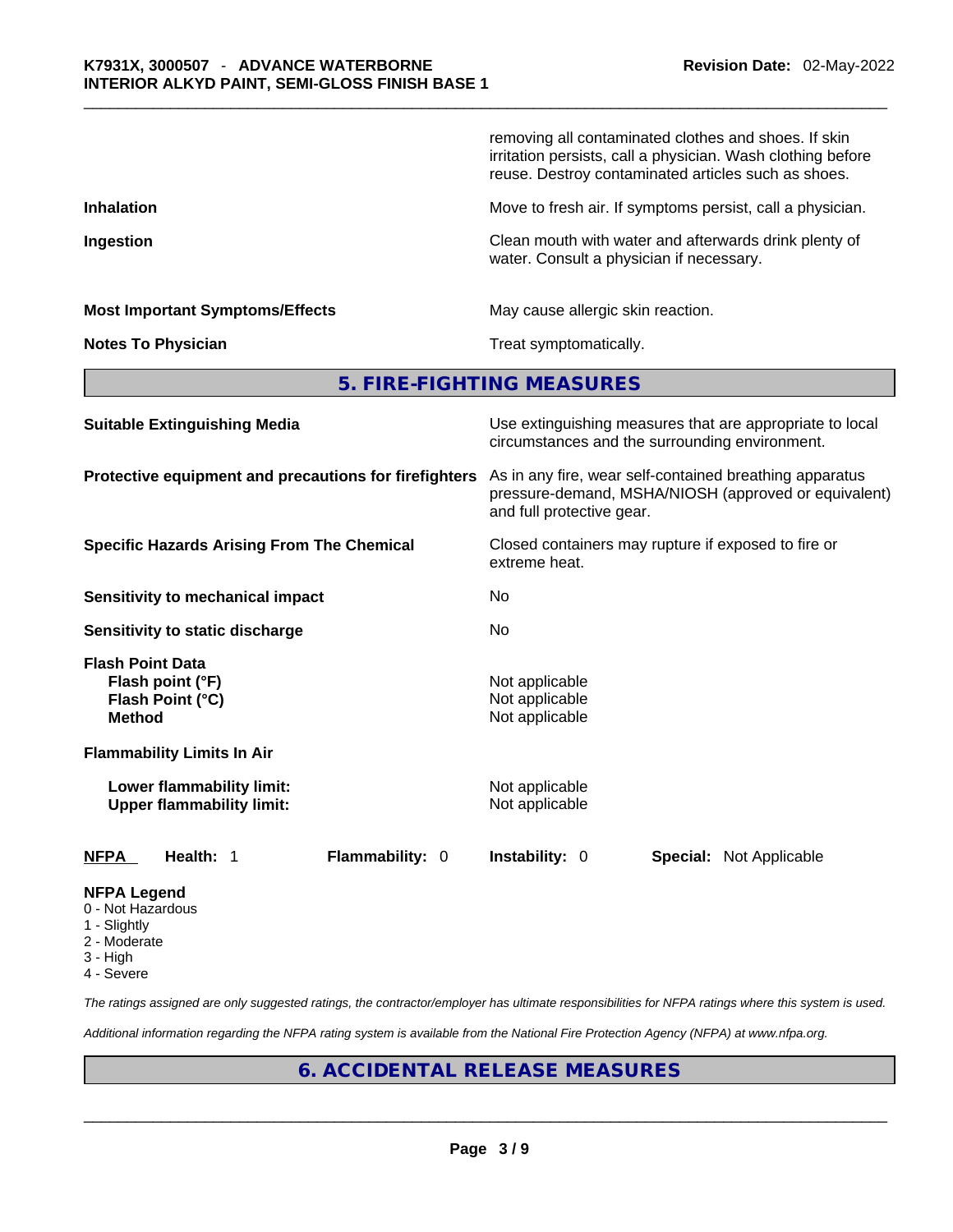| | |
|---|---|
| | removing all contaminated clothes and shoes. If skin irritation persists, call a physician. Wash clothing before reuse. Destroy contaminated articles such as shoes. |
| **Inhalation** | Move to fresh air. If symptoms persist, call a physician. |
| **Ingestion** | Clean mouth with water and afterwards drink plenty of water. Consult a physician if necessary. |
| **Most Important Symptoms/Effects** | May cause allergic skin reaction. |
| **Notes To Physician** | Treat symptomatically. |

## 5. FIRE-FIGHTING MEASURES

| | |
|---|---|
| **Suitable Extinguishing Media** | Use extinguishing measures that are appropriate to local circumstances and the surrounding environment. |
| **Protective equipment and precautions for firefighters** | As in any fire, wear self-contained breathing apparatus pressure-demand, MSHA/NIOSH (approved or equivalent) and full protective gear. |
| **Specific Hazards Arising From The Chemical** | Closed containers may rupture if exposed to fire or extreme heat. |
| **Sensitivity to mechanical impact** | No |
| **Sensitivity to static discharge** | No |

**Flash Point Data**

| | |
|---|---|
| **Flash point (°F)** | Not applicable |
| **Flash Point (°C)** | Not applicable |
| **Method** | Not applicable |

**Flammability Limits In Air**

| | |
|---|---|
| **Lower flammability limit:** | Not applicable |
| **Upper flammability limit:** | Not applicable |

**NFPA** **Health:** 1 **Flammability:** 0 **Instability:** 0 **Special:** Not Applicable

**NFPA Legend**

- 0 - Not Hazardous
- 1 - Slightly
- 2 - Moderate
- 3 - High
- 4 - Severe

*The ratings assigned are only suggested ratings, the contractor/employer has ultimate responsibilities for NFPA ratings where this system is used.*

*Additional information regarding the NFPA rating system is available from the National Fire Protection Agency (NFPA) at www.nfpa.org.*

## 6. ACCIDENTAL RELEASE MEASURES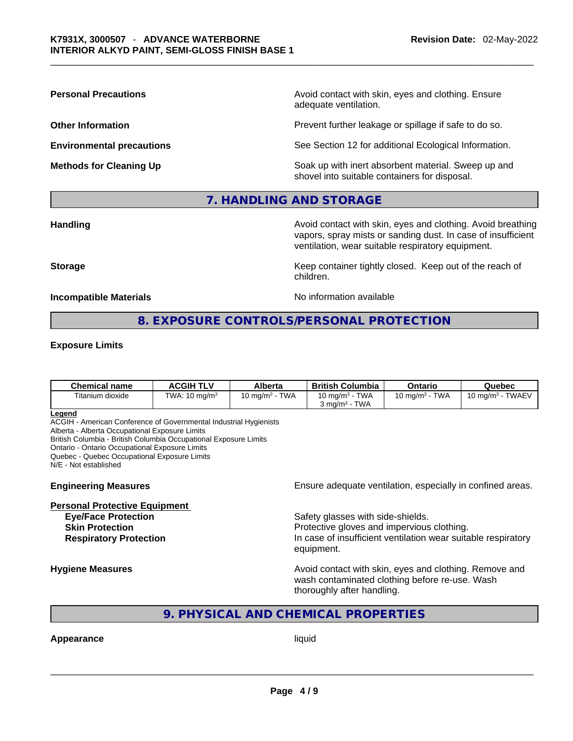**Personal Precautions** Avoid contact with skin, eyes and clothing. Ensure adequate ventilation.

**Other Information** Prevent further leakage or spillage if safe to do so.

**Environmental precautions** See Section 12 for additional Ecological Information.

**Methods for Cleaning Up** Soak up with inert absorbent material. Sweep up and shovel into suitable containers for disposal.

## 7. HANDLING AND STORAGE

**Handling** Avoid contact with skin, eyes and clothing. Avoid breathing vapors, spray mists or sanding dust. In case of insufficient ventilation, wear suitable respiratory equipment.

**Storage** Keep container tightly closed. Keep out of the reach of children.

**Incompatible Materials** No information available

## 8. EXPOSURE CONTROLS/PERSONAL PROTECTION

**Exposure Limits**

| Chemical name | ACGIH TLV | Alberta | British Columbia | Ontario | Quebec |
|---|---|---|---|---|---|
| Titanium dioxide | TWA: 10 mg/m³ | 10 mg/m³ - TWA | 10 mg/m³ - TWA<br>3 mg/m³ - TWA | 10 mg/m³ - TWA | 10 mg/m³ - TWAEV |

**Legend**
ACGIH - American Conference of Governmental Industrial Hygienists
Alberta - Alberta Occupational Exposure Limits
British Columbia - British Columbia Occupational Exposure Limits
Ontario - Ontario Occupational Exposure Limits
Quebec - Quebec Occupational Exposure Limits
N/E - Not established

**Engineering Measures** Ensure adequate ventilation, especially in confined areas.

**Personal Protective Equipment**

- **Eye/Face Protection** Safety glasses with side-shields.
- **Skin Protection** Protective gloves and impervious clothing.
- **Respiratory Protection** In case of insufficient ventilation wear suitable respiratory equipment.

**Hygiene Measures** Avoid contact with skin, eyes and clothing. Remove and wash contaminated clothing before re-use. Wash thoroughly after handling.

## 9. PHYSICAL AND CHEMICAL PROPERTIES

**Appearance** liquid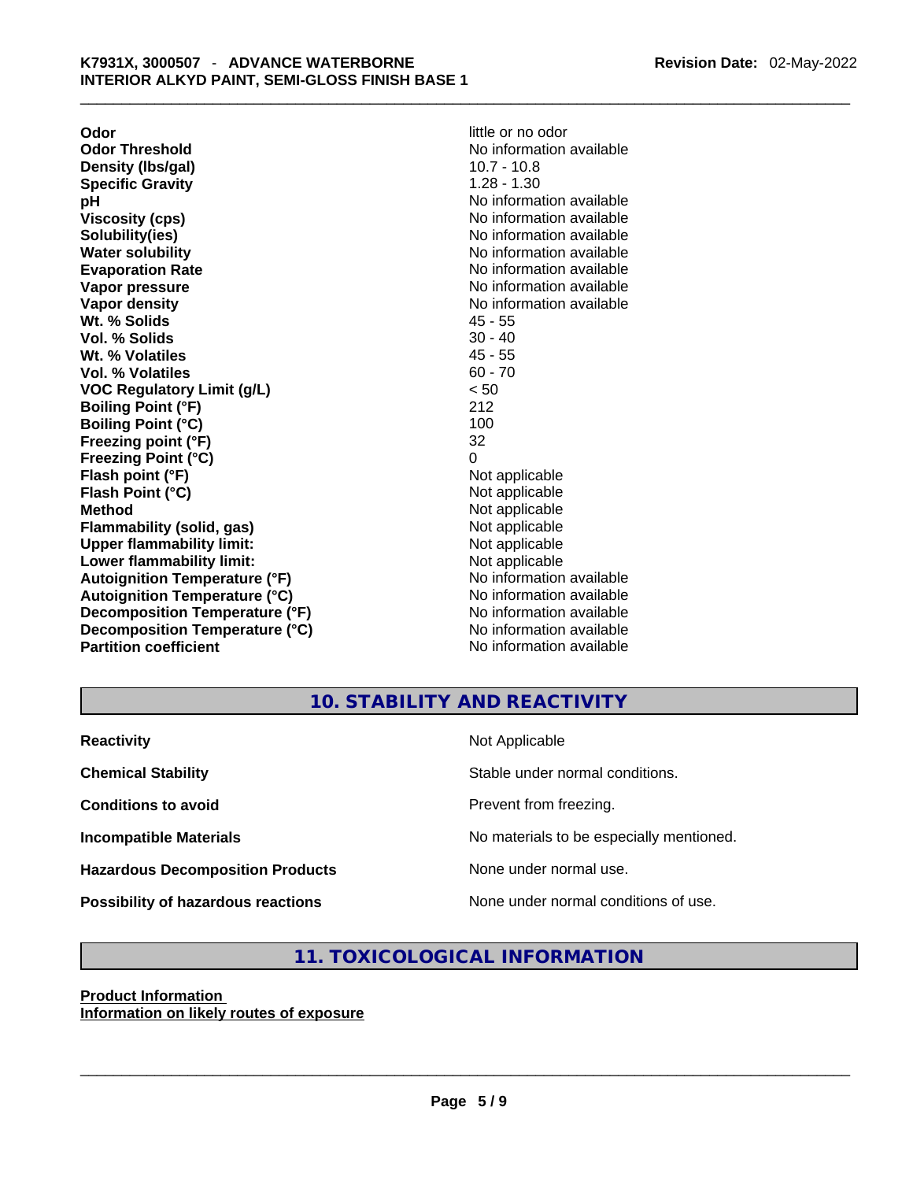| | |
|---|---|
| **Odor** | little or no odor |
| **Odor Threshold** | No information available |
| **Density (lbs/gal)** | 10.7 - 10.8 |
| **Specific Gravity** | 1.28 - 1.30 |
| **pH** | No information available |
| **Viscosity (cps)** | No information available |
| **Solubility(ies)** | No information available |
| **Water solubility** | No information available |
| **Evaporation Rate** | No information available |
| **Vapor pressure** | No information available |
| **Vapor density** | No information available |
| **Wt. % Solids** | 45 - 55 |
| **Vol. % Solids** | 30 - 40 |
| **Wt. % Volatiles** | 45 - 55 |
| **Vol. % Volatiles** | 60 - 70 |
| **VOC Regulatory Limit (g/L)** | < 50 |
| **Boiling Point (°F)** | 212 |
| **Boiling Point (°C)** | 100 |
| **Freezing point (°F)** | 32 |
| **Freezing Point (°C)** | 0 |
| **Flash point (°F)** | Not applicable |
| **Flash Point (°C)** | Not applicable |
| **Method** | Not applicable |
| **Flammability (solid, gas)** | Not applicable |
| **Upper flammability limit:** | Not applicable |
| **Lower flammability limit:** | Not applicable |
| **Autoignition Temperature (°F)** | No information available |
| **Autoignition Temperature (°C)** | No information available |
| **Decomposition Temperature (°F)** | No information available |
| **Decomposition Temperature (°C)** | No information available |
| **Partition coefficient** | No information available |

## 10. STABILITY AND REACTIVITY

| | |
|---|---|
| **Reactivity** | Not Applicable |
| **Chemical Stability** | Stable under normal conditions. |
| **Conditions to avoid** | Prevent from freezing. |
| **Incompatible Materials** | No materials to be especially mentioned. |
| **Hazardous Decomposition Products** | None under normal use. |
| **Possibility of hazardous reactions** | None under normal conditions of use. |

## 11. TOXICOLOGICAL INFORMATION

**Product Information**

**Information on likely routes of exposure**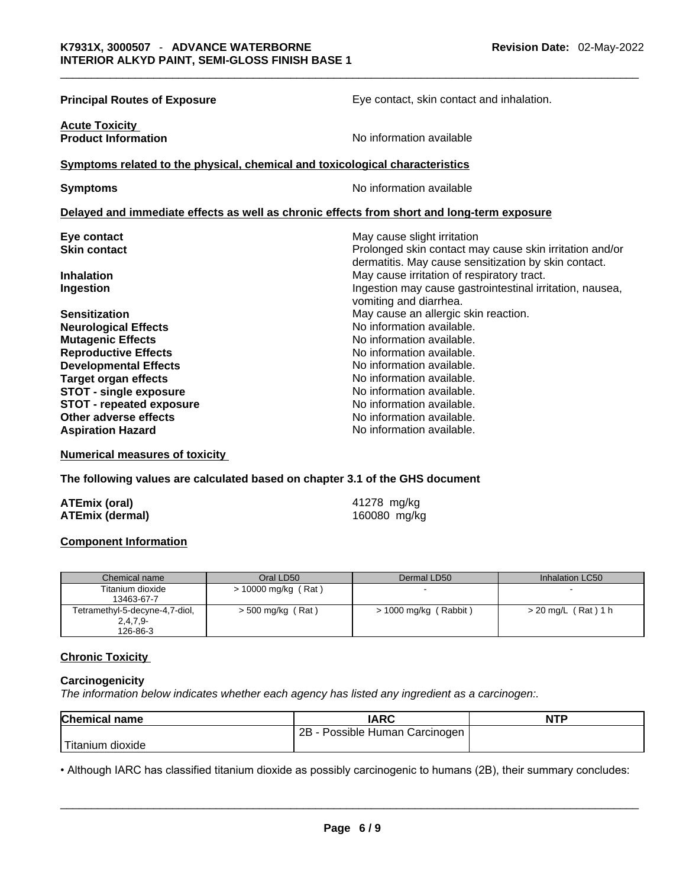**Principal Routes of Exposure** — Eye contact, skin contact and inhalation.

**Acute Toxicity**

**Product Information** — No information available

**Symptoms related to the physical, chemical and toxicological characteristics**

**Symptoms** — No information available

**Delayed and immediate effects as well as chronic effects from short and long-term exposure**

| | |
|---|---|
| **Eye contact** | May cause slight irritation |
| **Skin contact** | Prolonged skin contact may cause skin irritation and/or dermatitis. May cause sensitization by skin contact. |
| **Inhalation** | May cause irritation of respiratory tract. |
| **Ingestion** | Ingestion may cause gastrointestinal irritation, nausea, vomiting and diarrhea. |
| **Sensitization** | May cause an allergic skin reaction. |
| **Neurological Effects** | No information available. |
| **Mutagenic Effects** | No information available. |
| **Reproductive Effects** | No information available. |
| **Developmental Effects** | No information available. |
| **Target organ effects** | No information available. |
| **STOT - single exposure** | No information available. |
| **STOT - repeated exposure** | No information available. |
| **Other adverse effects** | No information available. |
| **Aspiration Hazard** | No information available. |

**Numerical measures of toxicity**

**The following values are calculated based on chapter 3.1 of the GHS document**

| | |
|---|---|
| **ATEmix (oral)** | 41278 mg/kg |
| **ATEmix (dermal)** | 160080 mg/kg |

**Component Information**

| Chemical name | Oral LD50 | Dermal LD50 | Inhalation LC50 |
|---|---|---|---|
| Titanium dioxide 13463-67-7 | > 10000 mg/kg ( Rat ) | - | - |
| Tetramethyl-5-decyne-4,7-diol, 2,4,7,9- 126-86-3 | > 500 mg/kg ( Rat ) | > 1000 mg/kg ( Rabbit ) | > 20 mg/L ( Rat ) 1 h |

**Chronic Toxicity**

**Carcinogenicity**

*The information below indicates whether each agency has listed any ingredient as a carcinogen:.*

| Chemical name | IARC | NTP |
|---|---|---|
| Titanium dioxide | 2B - Possible Human Carcinogen | |

• Although IARC has classified titanium dioxide as possibly carcinogenic to humans (2B), their summary concludes: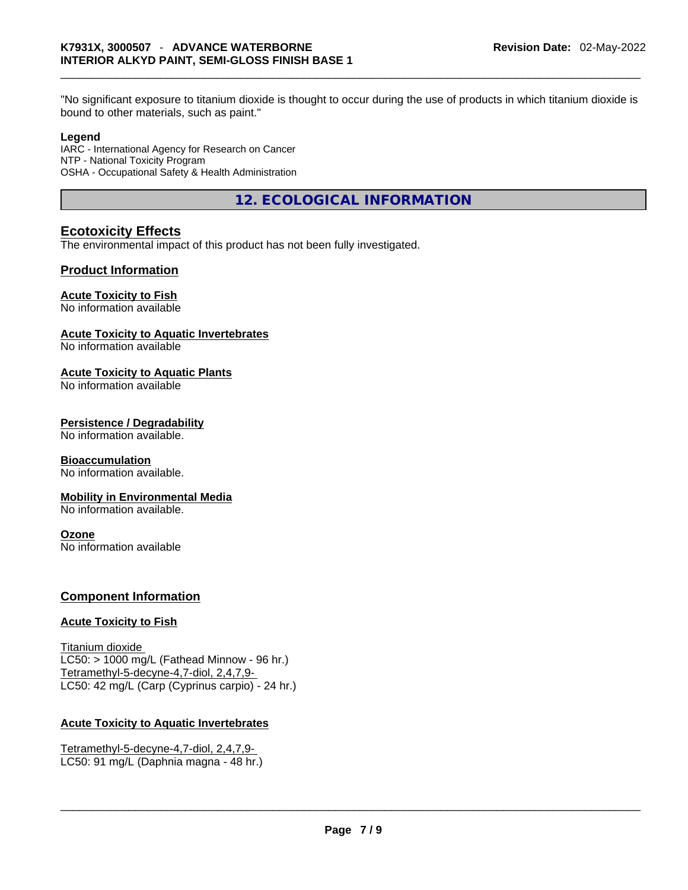"No significant exposure to titanium dioxide is thought to occur during the use of products in which titanium dioxide is bound to other materials, such as paint."

**Legend**

IARC - International Agency for Research on Cancer
NTP - National Toxicity Program
OSHA - Occupational Safety & Health Administration

## 12. ECOLOGICAL INFORMATION

### Ecotoxicity Effects

The environmental impact of this product has not been fully investigated.

### Product Information

**Acute Toxicity to Fish**
No information available

**Acute Toxicity to Aquatic Invertebrates**
No information available

**Acute Toxicity to Aquatic Plants**
No information available

**Persistence / Degradability**
No information available.

**Bioaccumulation**
No information available.

**Mobility in Environmental Media**
No information available.

**Ozone**
No information available

### Component Information

**Acute Toxicity to Fish**

Titanium dioxide
LC50: > 1000 mg/L (Fathead Minnow - 96 hr.)
Tetramethyl-5-decyne-4,7-diol, 2,4,7,9-
LC50: 42 mg/L (Carp (Cyprinus carpio) - 24 hr.)

**Acute Toxicity to Aquatic Invertebrates**

Tetramethyl-5-decyne-4,7-diol, 2,4,7,9-
LC50: 91 mg/L (Daphnia magna - 48 hr.)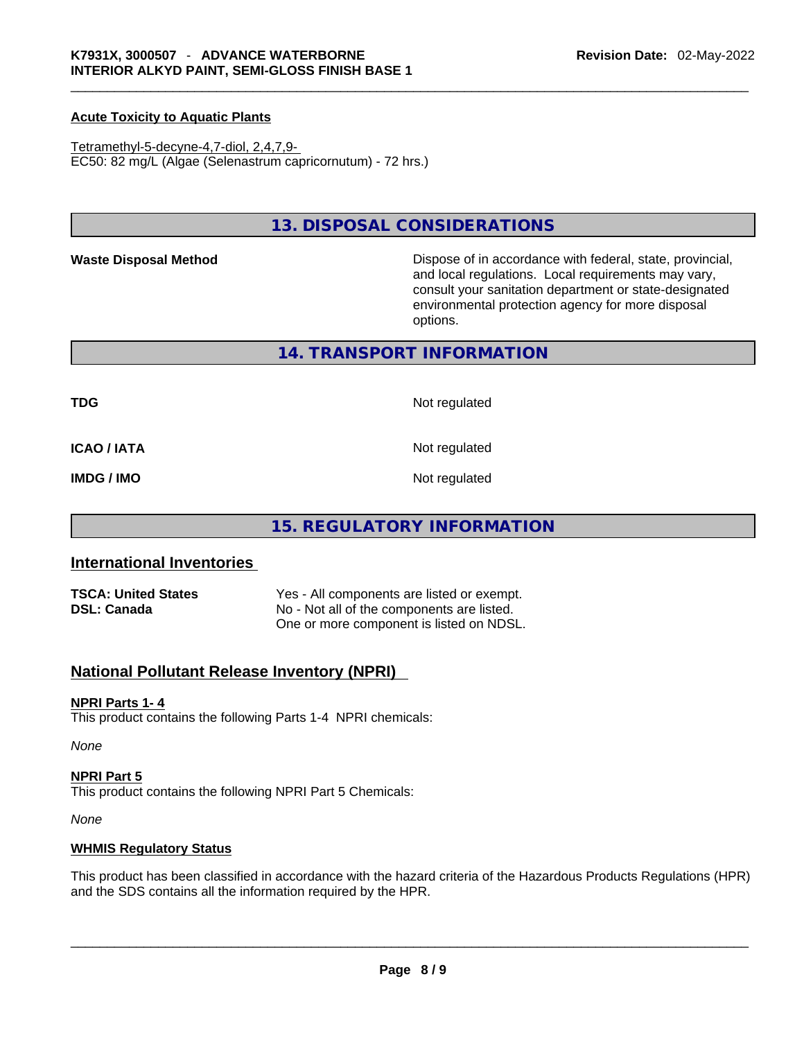### Acute Toxicity to Aquatic Plants

Tetramethyl-5-decyne-4,7-diol, 2,4,7,9-
EC50: 82 mg/L (Algae (Selenastrum capricornutum) - 72 hrs.)

## 13. DISPOSAL CONSIDERATIONS

| | |
|---|---|
| **Waste Disposal Method** | Dispose of in accordance with federal, state, provincial, and local regulations. Local requirements may vary, consult your sanitation department or state-designated environmental protection agency for more disposal options. |

## 14. TRANSPORT INFORMATION

| | |
|---|---|
| **TDG** | Not regulated |
| **ICAO / IATA** | Not regulated |
| **IMDG / IMO** | Not regulated |

## 15. REGULATORY INFORMATION

### International Inventories

| | |
|---|---|
| **TSCA: United States** | Yes - All components are listed or exempt. |
| **DSL: Canada** | No - Not all of the components are listed. One or more component is listed on NDSL. |

### National Pollutant Release Inventory (NPRI)

**NPRI Parts 1- 4**
This product contains the following Parts 1-4 NPRI chemicals:

*None*

**NPRI Part 5**
This product contains the following NPRI Part 5 Chemicals:

*None*

**WHMIS Regulatory Status**

This product has been classified in accordance with the hazard criteria of the Hazardous Products Regulations (HPR) and the SDS contains all the information required by the HPR.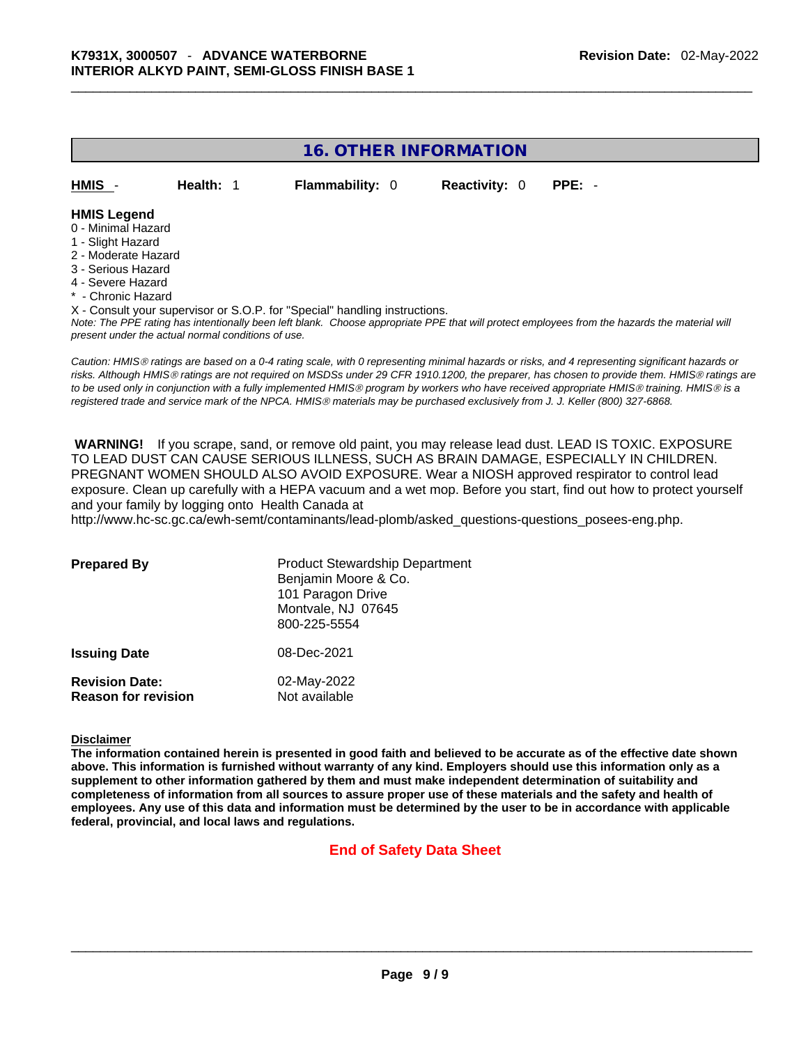## 16. OTHER INFORMATION

| HMIS - | Health: 1 | Flammability: 0 | Reactivity: 0 | PPE: - |
|---|---|---|---|---|

**HMIS Legend**
0 - Minimal Hazard
1 - Slight Hazard
2 - Moderate Hazard
3 - Serious Hazard
4 - Severe Hazard
* - Chronic Hazard
X - Consult your supervisor or S.O.P. for "Special" handling instructions.

*Note: The PPE rating has intentionally been left blank. Choose appropriate PPE that will protect employees from the hazards the material will present under the actual normal conditions of use.*

*Caution: HMIS® ratings are based on a 0-4 rating scale, with 0 representing minimal hazards or risks, and 4 representing significant hazards or risks. Although HMIS® ratings are not required on MSDSs under 29 CFR 1910.1200, the preparer, has chosen to provide them. HMIS® ratings are to be used only in conjunction with a fully implemented HMIS® program by workers who have received appropriate HMIS® training. HMIS® is a registered trade and service mark of the NPCA. HMIS® materials may be purchased exclusively from J. J. Keller (800) 327-6868.*

**WARNING!** If you scrape, sand, or remove old paint, you may release lead dust. LEAD IS TOXIC. EXPOSURE TO LEAD DUST CAN CAUSE SERIOUS ILLNESS, SUCH AS BRAIN DAMAGE, ESPECIALLY IN CHILDREN. PREGNANT WOMEN SHOULD ALSO AVOID EXPOSURE. Wear a NIOSH approved respirator to control lead exposure. Clean up carefully with a HEPA vacuum and a wet mop. Before you start, find out how to protect yourself and your family by logging onto Health Canada at http://www.hc-sc.gc.ca/ewh-semt/contaminants/lead-plomb/asked_questions-questions_posees-eng.php.

| | |
|---|---|
| **Prepared By** | Product Stewardship Department<br>Benjamin Moore & Co.<br>101 Paragon Drive<br>Montvale, NJ 07645<br>800-225-5554 |
| **Issuing Date** | 08-Dec-2021 |
| **Revision Date:** | 02-May-2022 |
| **Reason for revision** | Not available |

**Disclaimer**

**The information contained herein is presented in good faith and believed to be accurate as of the effective date shown above. This information is furnished without warranty of any kind. Employers should use this information only as a supplement to other information gathered by them and must make independent determination of suitability and completeness of information from all sources to assure proper use of these materials and the safety and health of employees. Any use of this data and information must be determined by the user to be in accordance with applicable federal, provincial, and local laws and regulations.**

**End of Safety Data Sheet**